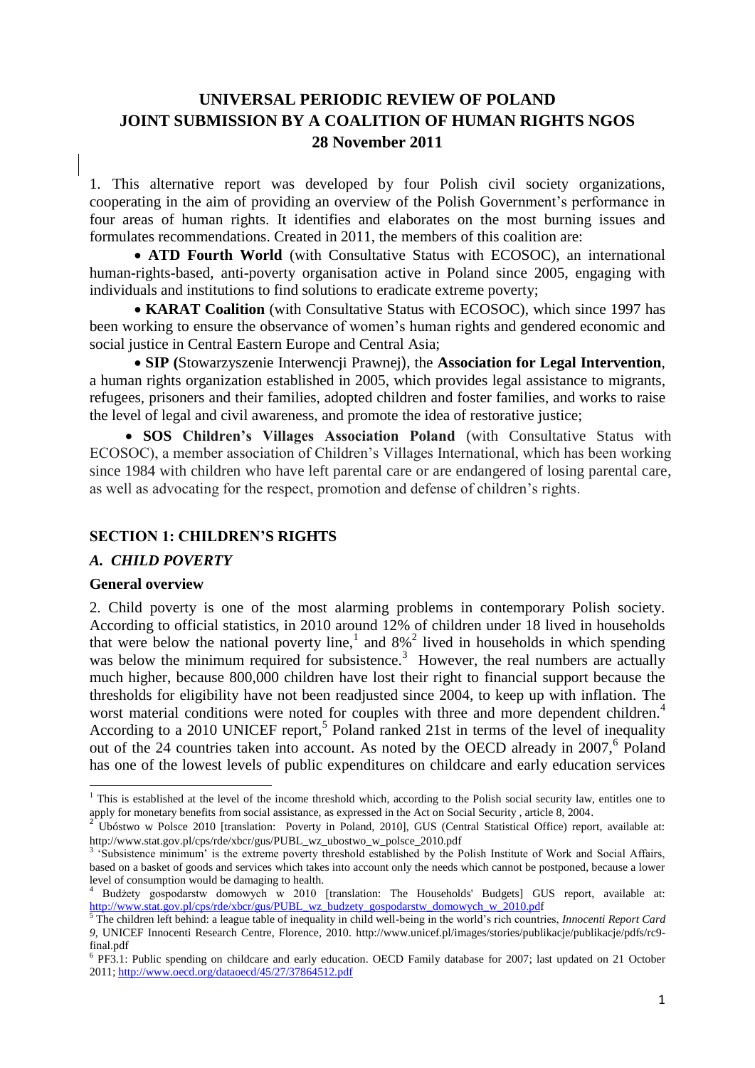# UNIVERSAL PERIODIC REVIEW OF POLAND
# JOINT SUBMISSION BY A COALITION OF HUMAN RIGHTS NGOS
# 28 November 2011

1. This alternative report was developed by four Polish civil society organizations, cooperating in the aim of providing an overview of the Polish Government's performance in four areas of human rights. It identifies and elaborates on the most burning issues and formulates recommendations. Created in 2011, the members of this coalition are:

- **ATD Fourth World** (with Consultative Status with ECOSOC), an international human-rights-based, anti-poverty organisation active in Poland since 2005, engaging with individuals and institutions to find solutions to eradicate extreme poverty;
- **KARAT Coalition** (with Consultative Status with ECOSOC), which since 1997 has been working to ensure the observance of women's human rights and gendered economic and social justice in Central Eastern Europe and Central Asia;
- **SIP (**Stowarzyszenie Interwencji Prawnej), the **Association for Legal Intervention**, a human rights organization established in 2005, which provides legal assistance to migrants, refugees, prisoners and their families, adopted children and foster families, and works to raise the level of legal and civil awareness, and promote the idea of restorative justice;
- **SOS Children's Villages Association Poland** (with Consultative Status with ECOSOC), a member association of Children's Villages International, which has been working since 1984 with children who have left parental care or are endangered of losing parental care, as well as advocating for the respect, promotion and defense of children's rights.

## SECTION 1: CHILDREN'S RIGHTS

### *A. CHILD POVERTY*

#### General overview

2. Child poverty is one of the most alarming problems in contemporary Polish society. According to official statistics, in 2010 around 12% of children under 18 lived in households that were below the national poverty line,[1] and 8%[2] lived in households in which spending was below the minimum required for subsistence.[3] However, the real numbers are actually much higher, because 800,000 children have lost their right to financial support because the thresholds for eligibility have not been readjusted since 2004, to keep up with inflation. The worst material conditions were noted for couples with three and more dependent children.[4] According to a 2010 UNICEF report,[5] Poland ranked 21st in terms of the level of inequality out of the 24 countries taken into account. As noted by the OECD already in 2007,[6] Poland has one of the lowest levels of public expenditures on childcare and early education services

---

[1] This is established at the level of the income threshold which, according to the Polish social security law, entitles one to apply for monetary benefits from social assistance, as expressed in the Act on Social Security , article 8, 2004.

[2] Ubóstwo w Polsce 2010 [translation: Poverty in Poland, 2010], GUS (Central Statistical Office) report, available at: http://www.stat.gov.pl/cps/rde/xbcr/gus/PUBL_wz_ubostwo_w_polsce_2010.pdf

[3] 'Subsistence minimum' is the extreme poverty threshold established by the Polish Institute of Work and Social Affairs, based on a basket of goods and services which takes into account only the needs which cannot be postponed, because a lower level of consumption would be damaging to health.

[4] Budżety gospodarstw domowych w 2010 [translation: The Households' Budgets] GUS report, available at: http://www.stat.gov.pl/cps/rde/xbcr/gus/PUBL_wz_budzety_gospodarstw_domowych_w_2010.pdf

[5] The children left behind: a league table of inequality in child well-being in the world's rich countries, *Innocenti Report Card 9,* UNICEF Innocenti Research Centre, Florence, 2010. http://www.unicef.pl/images/stories/publikacje/publikacje/pdfs/rc9-final.pdf

[6] PF3.1: Public spending on childcare and early education. OECD Family database for 2007; last updated on 21 October 2011; http://www.oecd.org/dataoecd/45/27/37864512.pdf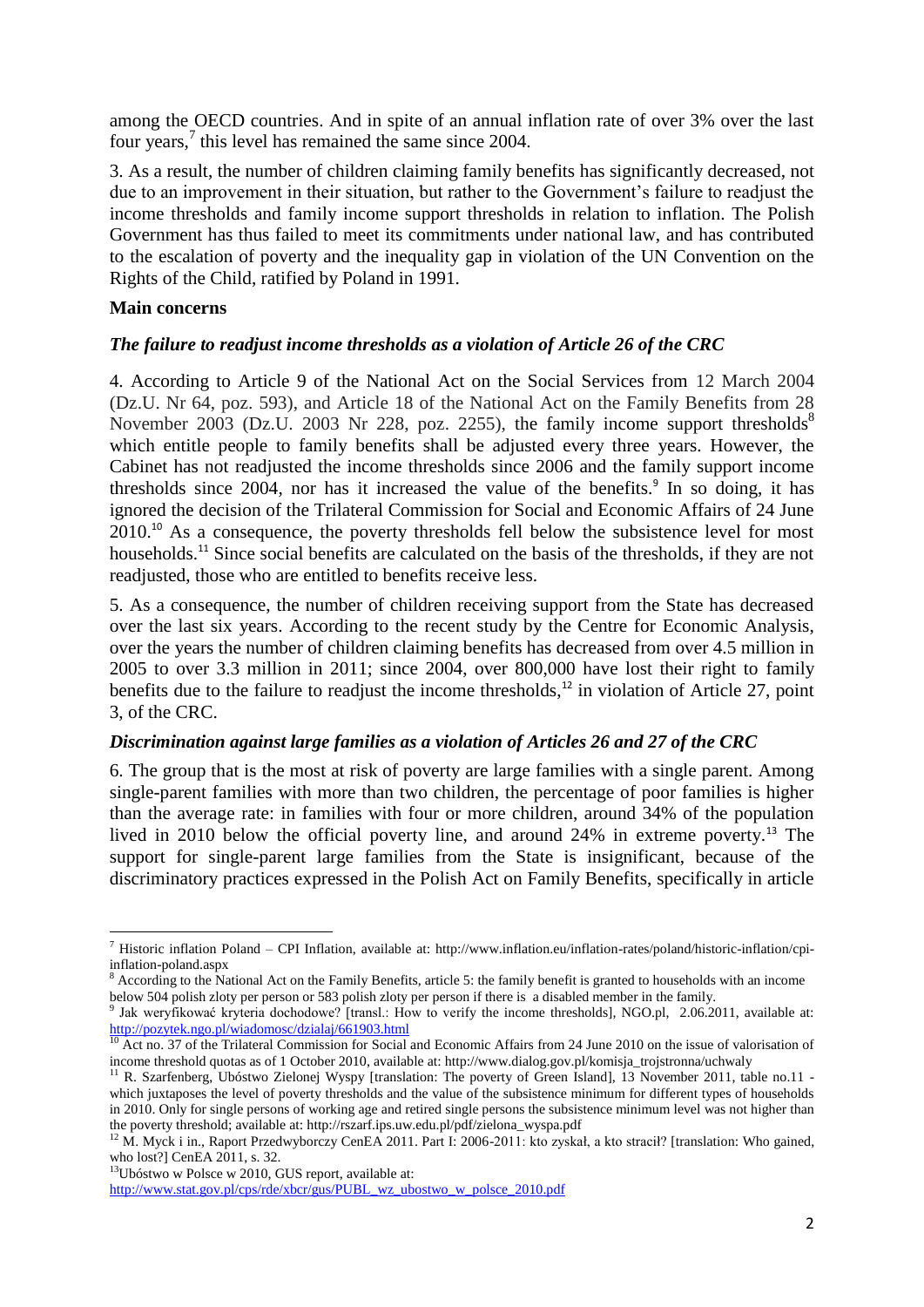among the OECD countries. And in spite of an annual inflation rate of over 3% over the last four years,[7] this level has remained the same since 2004.

3. As a result, the number of children claiming family benefits has significantly decreased, not due to an improvement in their situation, but rather to the Government's failure to readjust the income thresholds and family income support thresholds in relation to inflation. The Polish Government has thus failed to meet its commitments under national law, and has contributed to the escalation of poverty and the inequality gap in violation of the UN Convention on the Rights of the Child, ratified by Poland in 1991.

**Main concerns**

***The failure to readjust income thresholds as a violation of Article 26 of the CRC***

4. According to Article 9 of the National Act on the Social Services from 12 March 2004 (Dz.U. Nr 64, poz. 593), and Article 18 of the National Act on the Family Benefits from 28 November 2003 (Dz.U. 2003 Nr 228, poz. 2255), the family income support thresholds[8] which entitle people to family benefits shall be adjusted every three years. However, the Cabinet has not readjusted the income thresholds since 2006 and the family support income thresholds since 2004, nor has it increased the value of the benefits.[9] In so doing, it has ignored the decision of the Trilateral Commission for Social and Economic Affairs of 24 June 2010.[10] As a consequence, the poverty thresholds fell below the subsistence level for most households.[11] Since social benefits are calculated on the basis of the thresholds, if they are not readjusted, those who are entitled to benefits receive less.

5. As a consequence, the number of children receiving support from the State has decreased over the last six years. According to the recent study by the Centre for Economic Analysis, over the years the number of children claiming benefits has decreased from over 4.5 million in 2005 to over 3.3 million in 2011; since 2004, over 800,000 have lost their right to family benefits due to the failure to readjust the income thresholds,[12] in violation of Article 27, point 3, of the CRC.

***Discrimination against large families as a violation of Articles 26 and 27 of the CRC***

6. The group that is the most at risk of poverty are large families with a single parent. Among single-parent families with more than two children, the percentage of poor families is higher than the average rate: in families with four or more children, around 34% of the population lived in 2010 below the official poverty line, and around 24% in extreme poverty.[13] The support for single-parent large families from the State is insignificant, because of the discriminatory practices expressed in the Polish Act on Family Benefits, specifically in article

---

[7] Historic inflation Poland – CPI Inflation, available at: http://www.inflation.eu/inflation-rates/poland/historic-inflation/cpi-inflation-poland.aspx

[8] According to the National Act on the Family Benefits, article 5: the family benefit is granted to households with an income below 504 polish zloty per person or 583 polish zloty per person if there is a disabled member in the family.

[9] Jak weryfikować kryteria dochodowe? [transl.: How to verify the income thresholds], NGO.pl, 2.06.2011, available at: http://pozytek.ngo.pl/wiadomosc/dzialaj/661903.html

[10] Act no. 37 of the Trilateral Commission for Social and Economic Affairs from 24 June 2010 on the issue of valorisation of income threshold quotas as of 1 October 2010, available at: http://www.dialog.gov.pl/komisja_trojstronna/uchwaly

[11] R. Szarfenberg, Ubóstwo Zielonej Wyspy [translation: The poverty of Green Island], 13 November 2011, table no.11 - which juxtaposes the level of poverty thresholds and the value of the subsistence minimum for different types of households in 2010. Only for single persons of working age and retired single persons the subsistence minimum level was not higher than the poverty threshold; available at: http://rszarf.ips.uw.edu.pl/pdf/zielona_wyspa.pdf

[12] M. Myck i in., Raport Przedwyborczy CenEA 2011. Part I: 2006-2011: kto zyskał, a kto stracił? [translation: Who gained, who lost?] CenEA 2011, s. 32.

[13] Ubóstwo w Polsce w 2010, GUS report, available at: http://www.stat.gov.pl/cps/rde/xbcr/gus/PUBL_wz_ubostwo_w_polsce_2010.pdf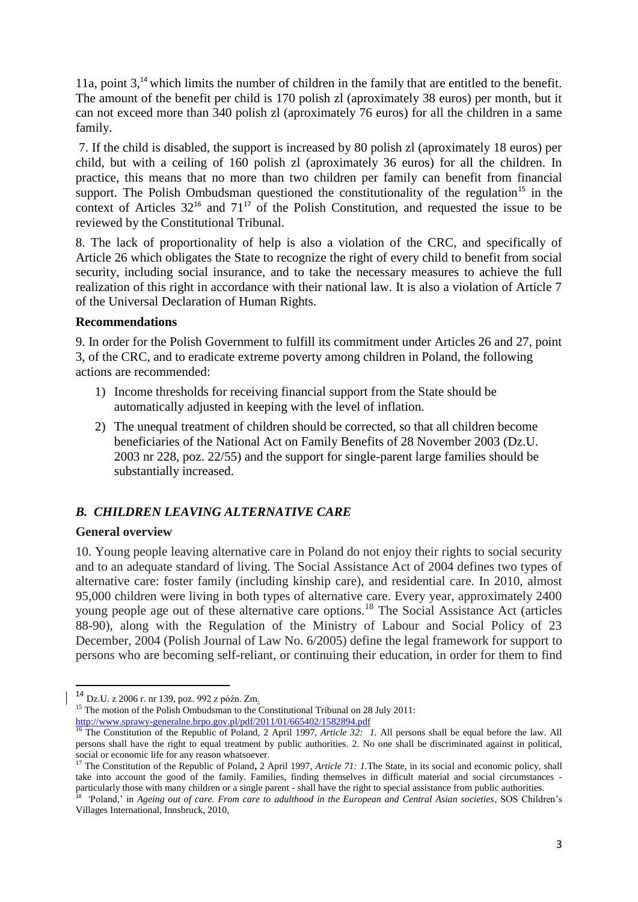11a, point 3,[14] which limits the number of children in the family that are entitled to the benefit. The amount of the benefit per child is 170 polish zl (aproximately 38 euros) per month, but it can not exceed more than 340 polish zl (aproximately 76 euros) for all the children in a same family.

7. If the child is disabled, the support is increased by 80 polish zl (aproximately 18 euros) per child, but with a ceiling of 160 polish zl (aproximately 36 euros) for all the children. In practice, this means that no more than two children per family can benefit from financial support. The Polish Ombudsman questioned the constitutionality of the regulation[15] in the context of Articles 32[16] and 71[17] of the Polish Constitution, and requested the issue to be reviewed by the Constitutional Tribunal.

8. The lack of proportionality of help is also a violation of the CRC, and specifically of Article 26 which obligates the State to recognize the right of every child to benefit from social security, including social insurance, and to take the necessary measures to achieve the full realization of this right in accordance with their national law. It is also a violation of Article 7 of the Universal Declaration of Human Rights.

**Recommendations**

9. In order for the Polish Government to fulfill its commitment under Articles 26 and 27, point 3, of the CRC, and to eradicate extreme poverty among children in Poland, the following actions are recommended:

1) Income thresholds for receiving financial support from the State should be automatically adjusted in keeping with the level of inflation.
2) The unequal treatment of children should be corrected, so that all children become beneficiaries of the National Act on Family Benefits of 28 November 2003 (Dz.U. 2003 nr 228, poz. 22/55) and the support for single-parent large families should be substantially increased.

### *B. CHILDREN LEAVING ALTERNATIVE CARE*

**General overview**

10. Young people leaving alternative care in Poland do not enjoy their rights to social security and to an adequate standard of living. The Social Assistance Act of 2004 defines two types of alternative care: foster family (including kinship care), and residential care. In 2010, almost 95,000 children were living in both types of alternative care. Every year, approximately 2400 young people age out of these alternative care options.[18] The Social Assistance Act (articles 88-90), along with the Regulation of the Ministry of Labour and Social Policy of 23 December, 2004 (Polish Journal of Law No. 6/2005) define the legal framework for support to persons who are becoming self-reliant, or continuing their education, in order for them to find

---

[14] Dz.U. z 2006 r. nr 139, poz. 992 z późn. Zm.

[15] The motion of the Polish Ombudsman to the Constitutional Tribunal on 28 July 2011: http://www.sprawy-generalne.brpo.gov.pl/pdf/2011/01/665402/1582894.pdf

[16] The Constitution of the Republic of Poland, 2 April 1997, *Article 32: 1.* All persons shall be equal before the law. All persons shall have the right to equal treatment by public authorities. 2. No one shall be discriminated against in political, social or economic life for any reason whatsoever.

[17] The Constitution of the Republic of Poland**,** 2 April 1997, *Article 71: 1.*The State, in its social and economic policy, shall take into account the good of the family. Families, finding themselves in difficult material and social circumstances - particularly those with many children or a single parent - shall have the right to special assistance from public authorities.

[18] 'Poland,' in *Ageing out of care. From care to adulthood in the European and Central Asian societies*, SOS Children's Villages International, Innsbruck, 2010,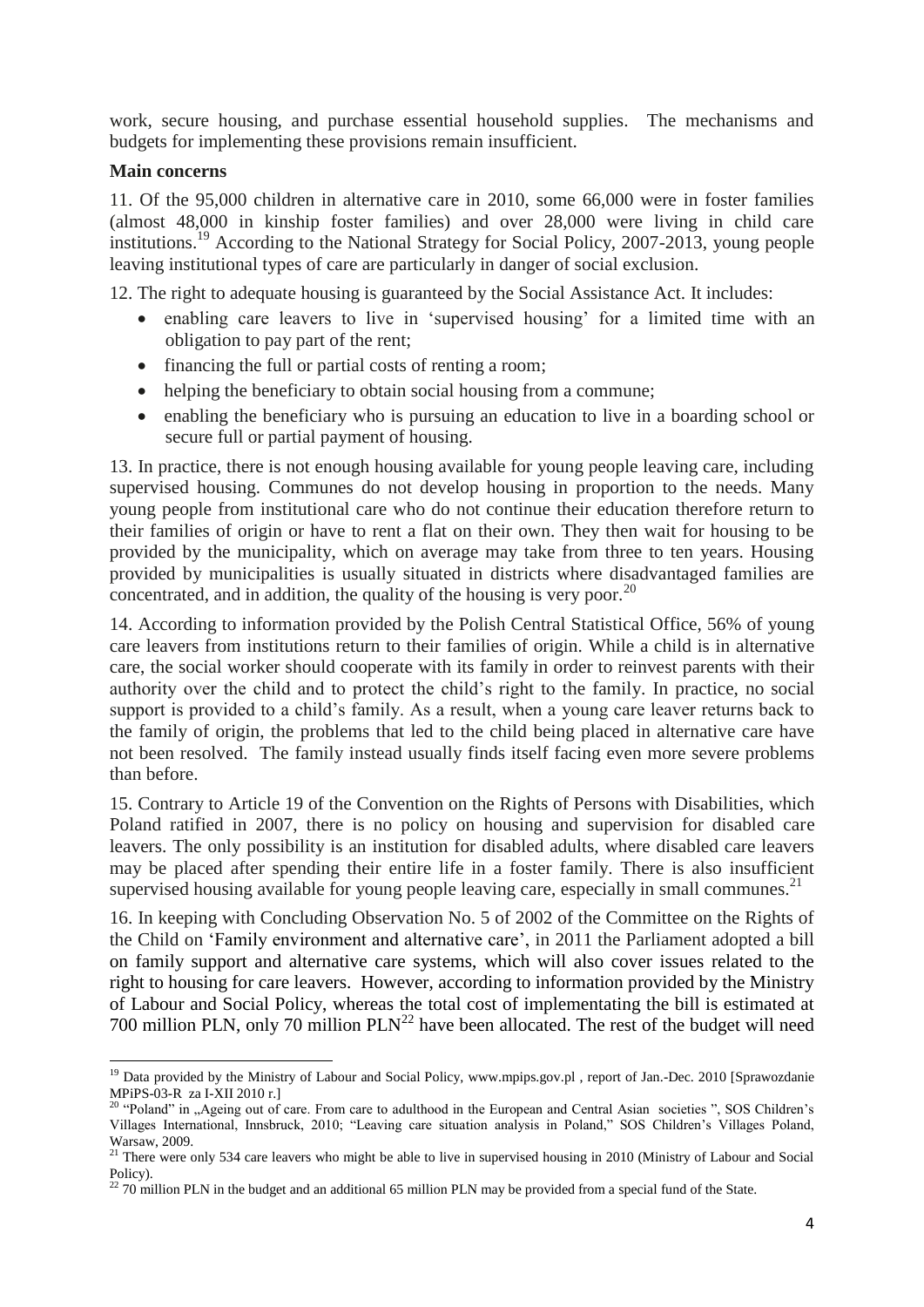work, secure housing, and purchase essential household supplies. The mechanisms and budgets for implementing these provisions remain insufficient.

**Main concerns**

11. Of the 95,000 children in alternative care in 2010, some 66,000 were in foster families (almost 48,000 in kinship foster families) and over 28,000 were living in child care institutions.[19] According to the National Strategy for Social Policy, 2007-2013, young people leaving institutional types of care are particularly in danger of social exclusion.

12. The right to adequate housing is guaranteed by the Social Assistance Act. It includes:

- enabling care leavers to live in 'supervised housing' for a limited time with an obligation to pay part of the rent;
- financing the full or partial costs of renting a room;
- helping the beneficiary to obtain social housing from a commune;
- enabling the beneficiary who is pursuing an education to live in a boarding school or secure full or partial payment of housing.

13. In practice, there is not enough housing available for young people leaving care, including supervised housing. Communes do not develop housing in proportion to the needs. Many young people from institutional care who do not continue their education therefore return to their families of origin or have to rent a flat on their own. They then wait for housing to be provided by the municipality, which on average may take from three to ten years. Housing provided by municipalities is usually situated in districts where disadvantaged families are concentrated, and in addition, the quality of the housing is very poor.[20]

14. According to information provided by the Polish Central Statistical Office, 56% of young care leavers from institutions return to their families of origin. While a child is in alternative care, the social worker should cooperate with its family in order to reinvest parents with their authority over the child and to protect the child's right to the family. In practice, no social support is provided to a child's family. As a result, when a young care leaver returns back to the family of origin, the problems that led to the child being placed in alternative care have not been resolved. The family instead usually finds itself facing even more severe problems than before.

15. Contrary to Article 19 of the Convention on the Rights of Persons with Disabilities, which Poland ratified in 2007, there is no policy on housing and supervision for disabled care leavers. The only possibility is an institution for disabled adults, where disabled care leavers may be placed after spending their entire life in a foster family. There is also insufficient supervised housing available for young people leaving care, especially in small communes.[21]

16. In keeping with Concluding Observation No. 5 of 2002 of the Committee on the Rights of the Child on 'Family environment and alternative care', in 2011 the Parliament adopted a bill on family support and alternative care systems, which will also cover issues related to the right to housing for care leavers. However, according to information provided by the Ministry of Labour and Social Policy, whereas the total cost of implementating the bill is estimated at 700 million PLN, only 70 million PLN[22] have been allocated. The rest of the budget will need

---

[19] Data provided by the Ministry of Labour and Social Policy, www.mpips.gov.pl , report of Jan.-Dec. 2010 [Sprawozdanie MPiPS-03-R za I-XII 2010 r.]

[20] "Poland" in „Ageing out of care. From care to adulthood in the European and Central Asian societies ", SOS Children's Villages International, Innsbruck, 2010; "Leaving care situation analysis in Poland," SOS Children's Villages Poland, Warsaw, 2009.

[21] There were only 534 care leavers who might be able to live in supervised housing in 2010 (Ministry of Labour and Social Policy).

[22] 70 million PLN in the budget and an additional 65 million PLN may be provided from a special fund of the State.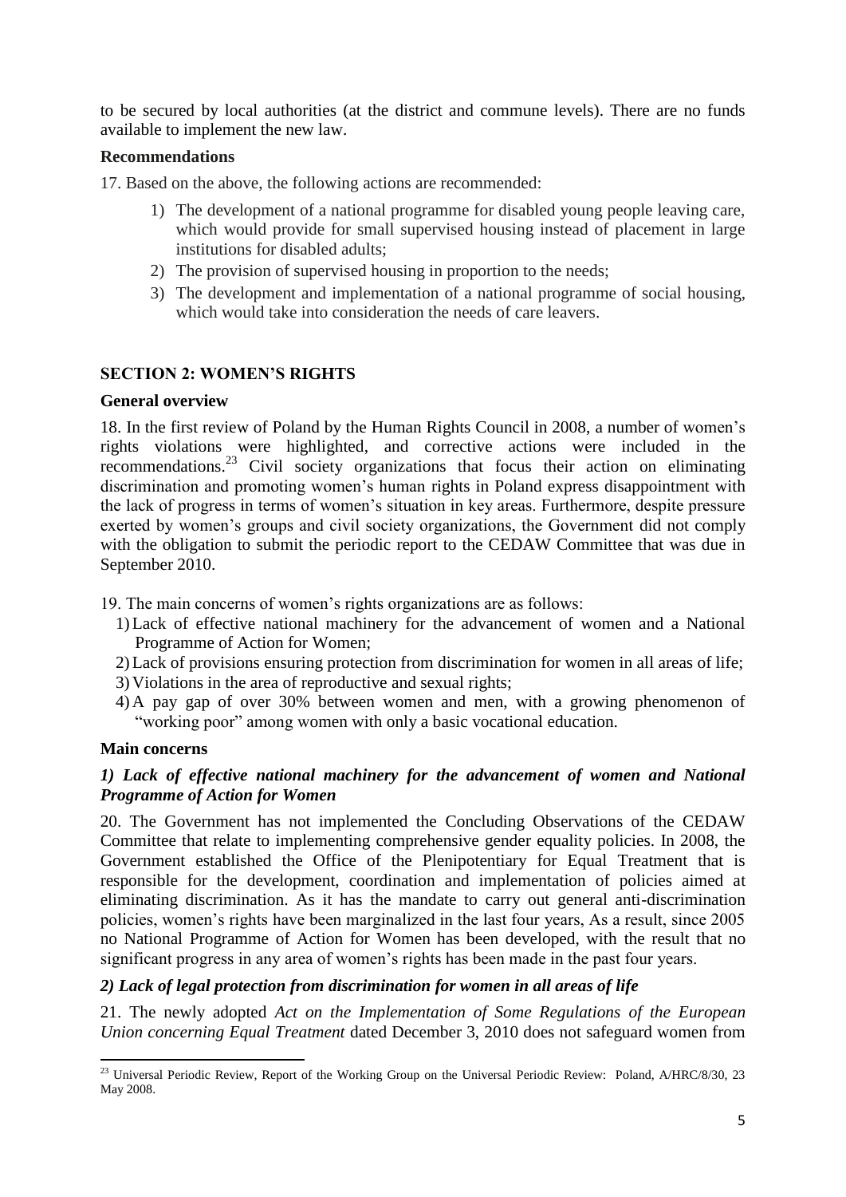to be secured by local authorities (at the district and commune levels). There are no funds available to implement the new law.

**Recommendations**

17. Based on the above, the following actions are recommended:

1) The development of a national programme for disabled young people leaving care, which would provide for small supervised housing instead of placement in large institutions for disabled adults;
2) The provision of supervised housing in proportion to the needs;
3) The development and implementation of a national programme of social housing, which would take into consideration the needs of care leavers.

## SECTION 2: WOMEN'S RIGHTS

**General overview**

18. In the first review of Poland by the Human Rights Council in 2008, a number of women's rights violations were highlighted, and corrective actions were included in the recommendations.[23] Civil society organizations that focus their action on eliminating discrimination and promoting women's human rights in Poland express disappointment with the lack of progress in terms of women's situation in key areas. Furthermore, despite pressure exerted by women's groups and civil society organizations, the Government did not comply with the obligation to submit the periodic report to the CEDAW Committee that was due in September 2010.

19. The main concerns of women's rights organizations are as follows:

1) Lack of effective national machinery for the advancement of women and a National Programme of Action for Women;
2) Lack of provisions ensuring protection from discrimination for women in all areas of life;
3) Violations in the area of reproductive and sexual rights;
4) A pay gap of over 30% between women and men, with a growing phenomenon of "working poor" among women with only a basic vocational education.

**Main concerns**

***1) Lack of effective national machinery for the advancement of women and National Programme of Action for Women***

20. The Government has not implemented the Concluding Observations of the CEDAW Committee that relate to implementing comprehensive gender equality policies. In 2008, the Government established the Office of the Plenipotentiary for Equal Treatment that is responsible for the development, coordination and implementation of policies aimed at eliminating discrimination. As it has the mandate to carry out general anti-discrimination policies, women's rights have been marginalized in the last four years, As a result, since 2005 no National Programme of Action for Women has been developed, with the result that no significant progress in any area of women's rights has been made in the past four years.

***2) Lack of legal protection from discrimination for women in all areas of life***

21. The newly adopted *Act on the Implementation of Some Regulations of the European Union concerning Equal Treatment* dated December 3, 2010 does not safeguard women from

[23] Universal Periodic Review, Report of the Working Group on the Universal Periodic Review: Poland, A/HRC/8/30, 23 May 2008.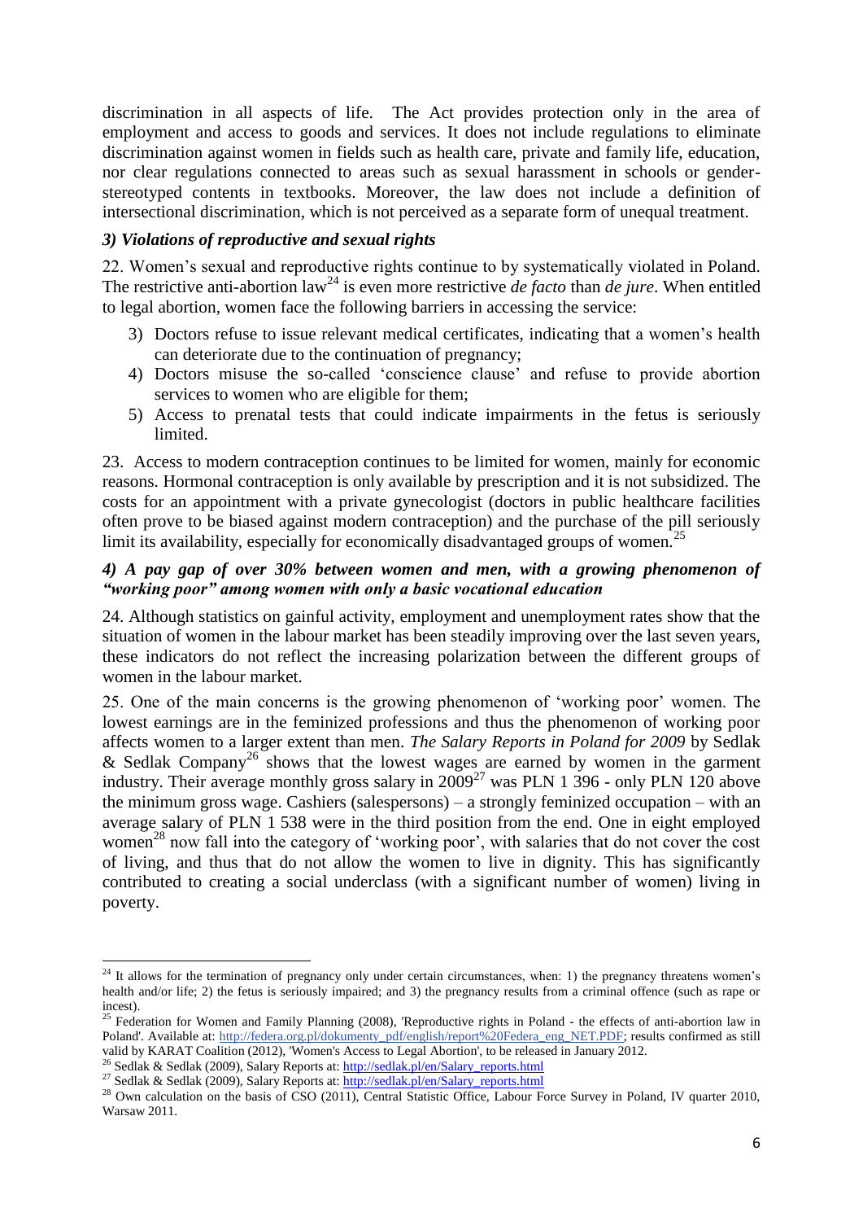discrimination in all aspects of life. The Act provides protection only in the area of employment and access to goods and services. It does not include regulations to eliminate discrimination against women in fields such as health care, private and family life, education, nor clear regulations connected to areas such as sexual harassment in schools or gender-stereotyped contents in textbooks. Moreover, the law does not include a definition of intersectional discrimination, which is not perceived as a separate form of unequal treatment.

### *3) Violations of reproductive and sexual rights*

22. Women's sexual and reproductive rights continue to by systematically violated in Poland. The restrictive anti-abortion law[24] is even more restrictive *de facto* than *de jure*. When entitled to legal abortion, women face the following barriers in accessing the service:

3) Doctors refuse to issue relevant medical certificates, indicating that a women's health can deteriorate due to the continuation of pregnancy;
4) Doctors misuse the so-called 'conscience clause' and refuse to provide abortion services to women who are eligible for them;
5) Access to prenatal tests that could indicate impairments in the fetus is seriously limited.

23. Access to modern contraception continues to be limited for women, mainly for economic reasons. Hormonal contraception is only available by prescription and it is not subsidized. The costs for an appointment with a private gynecologist (doctors in public healthcare facilities often prove to be biased against modern contraception) and the purchase of the pill seriously limit its availability, especially for economically disadvantaged groups of women.[25]

### *4) A pay gap of over 30% between women and men, with a growing phenomenon of "working poor" among women with only a basic vocational education*

24. Although statistics on gainful activity, employment and unemployment rates show that the situation of women in the labour market has been steadily improving over the last seven years, these indicators do not reflect the increasing polarization between the different groups of women in the labour market.

25. One of the main concerns is the growing phenomenon of 'working poor' women. The lowest earnings are in the feminized professions and thus the phenomenon of working poor affects women to a larger extent than men. *The Salary Reports in Poland for 2009* by Sedlak & Sedlak Company[26] shows that the lowest wages are earned by women in the garment industry. Their average monthly gross salary in 2009[27] was PLN 1 396 - only PLN 120 above the minimum gross wage. Cashiers (salespersons) – a strongly feminized occupation – with an average salary of PLN 1 538 were in the third position from the end. One in eight employed women[28] now fall into the category of 'working poor', with salaries that do not cover the cost of living, and thus that do not allow the women to live in dignity. This has significantly contributed to creating a social underclass (with a significant number of women) living in poverty.

---

[24] It allows for the termination of pregnancy only under certain circumstances, when: 1) the pregnancy threatens women's health and/or life; 2) the fetus is seriously impaired; and 3) the pregnancy results from a criminal offence (such as rape or incest).

[25] Federation for Women and Family Planning (2008), 'Reproductive rights in Poland - the effects of anti-abortion law in Poland'. Available at: http://federa.org.pl/dokumenty_pdf/english/report%20Federa_eng_NET.PDF; results confirmed as still valid by KARAT Coalition (2012), 'Women's Access to Legal Abortion', to be released in January 2012.

[26] Sedlak & Sedlak (2009), Salary Reports at: http://sedlak.pl/en/Salary_reports.html

[27] Sedlak & Sedlak (2009), Salary Reports at: http://sedlak.pl/en/Salary_reports.html

[28] Own calculation on the basis of CSO (2011), Central Statistic Office, Labour Force Survey in Poland, IV quarter 2010, Warsaw 2011.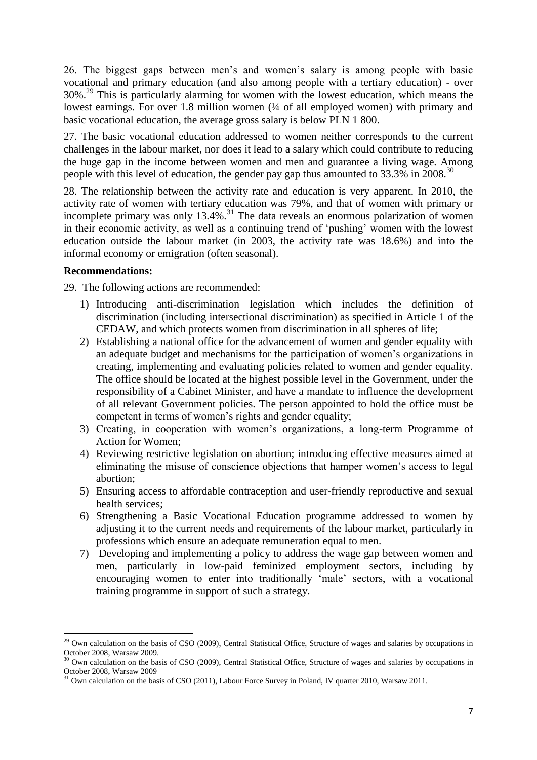26. The biggest gaps between men's and women's salary is among people with basic vocational and primary education (and also among people with a tertiary education) - over 30%.[29] This is particularly alarming for women with the lowest education, which means the lowest earnings. For over 1.8 million women (¼ of all employed women) with primary and basic vocational education, the average gross salary is below PLN 1 800.

27. The basic vocational education addressed to women neither corresponds to the current challenges in the labour market, nor does it lead to a salary which could contribute to reducing the huge gap in the income between women and men and guarantee a living wage. Among people with this level of education, the gender pay gap thus amounted to 33.3% in 2008.[30]

28. The relationship between the activity rate and education is very apparent. In 2010, the activity rate of women with tertiary education was 79%, and that of women with primary or incomplete primary was only 13.4%.[31] The data reveals an enormous polarization of women in their economic activity, as well as a continuing trend of 'pushing' women with the lowest education outside the labour market (in 2003, the activity rate was 18.6%) and into the informal economy or emigration (often seasonal).

**Recommendations:**

29. The following actions are recommended:

1) Introducing anti-discrimination legislation which includes the definition of discrimination (including intersectional discrimination) as specified in Article 1 of the CEDAW, and which protects women from discrimination in all spheres of life;
2) Establishing a national office for the advancement of women and gender equality with an adequate budget and mechanisms for the participation of women's organizations in creating, implementing and evaluating policies related to women and gender equality. The office should be located at the highest possible level in the Government, under the responsibility of a Cabinet Minister, and have a mandate to influence the development of all relevant Government policies. The person appointed to hold the office must be competent in terms of women's rights and gender equality;
3) Creating, in cooperation with women's organizations, a long-term Programme of Action for Women;
4) Reviewing restrictive legislation on abortion; introducing effective measures aimed at eliminating the misuse of conscience objections that hamper women's access to legal abortion;
5) Ensuring access to affordable contraception and user-friendly reproductive and sexual health services;
6) Strengthening a Basic Vocational Education programme addressed to women by adjusting it to the current needs and requirements of the labour market, particularly in professions which ensure an adequate remuneration equal to men.
7) Developing and implementing a policy to address the wage gap between women and men, particularly in low-paid feminized employment sectors, including by encouraging women to enter into traditionally 'male' sectors, with a vocational training programme in support of such a strategy.

---

[29] Own calculation on the basis of CSO (2009), Central Statistical Office, Structure of wages and salaries by occupations in October 2008, Warsaw 2009.

[30] Own calculation on the basis of CSO (2009), Central Statistical Office, Structure of wages and salaries by occupations in October 2008, Warsaw 2009

[31] Own calculation on the basis of CSO (2011), Labour Force Survey in Poland, IV quarter 2010, Warsaw 2011.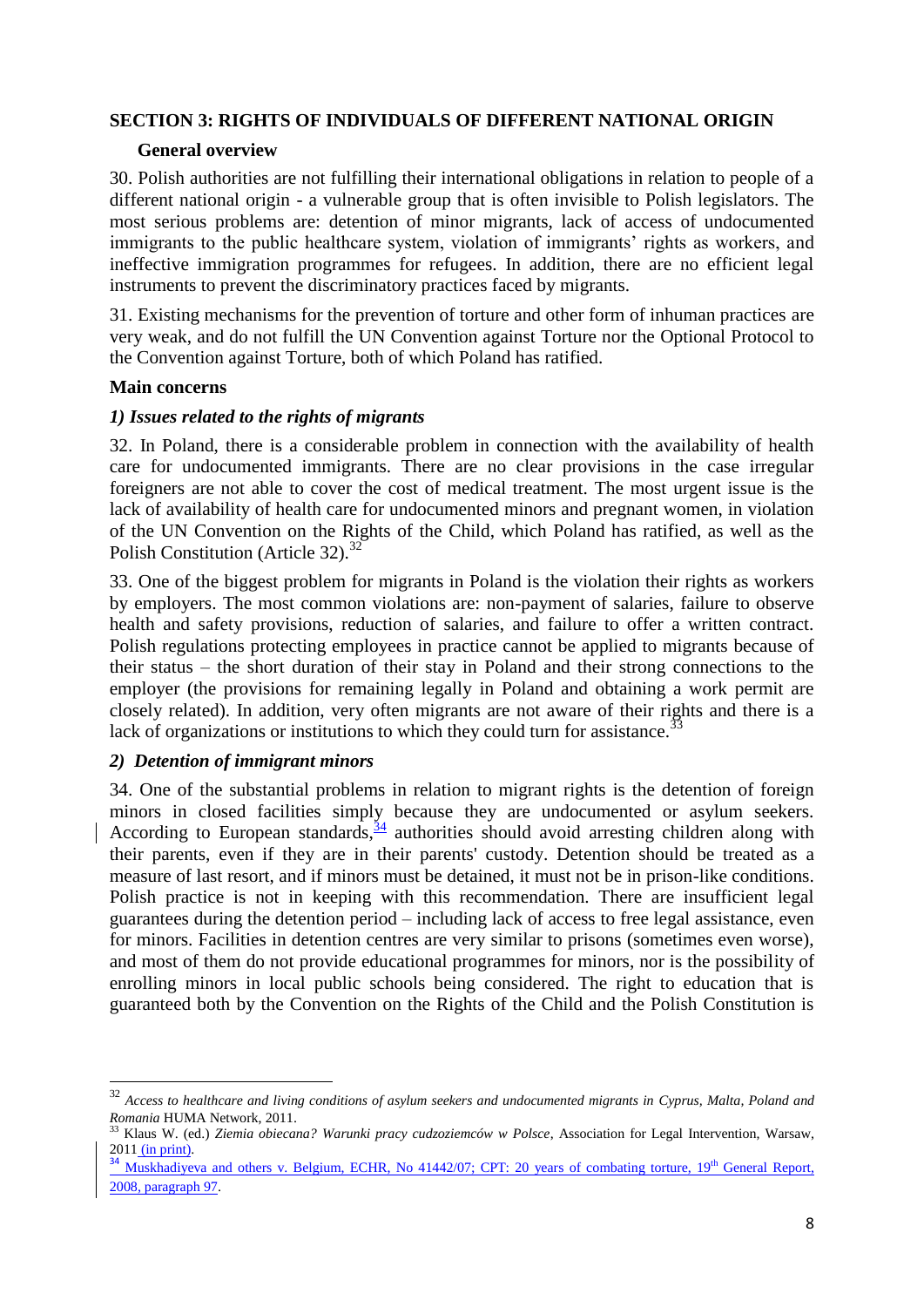## SECTION 3: RIGHTS OF INDIVIDUALS OF DIFFERENT NATIONAL ORIGIN

### General overview

30. Polish authorities are not fulfilling their international obligations in relation to people of a different national origin - a vulnerable group that is often invisible to Polish legislators. The most serious problems are: detention of minor migrants, lack of access of undocumented immigrants to the public healthcare system, violation of immigrants' rights as workers, and ineffective immigration programmes for refugees. In addition, there are no efficient legal instruments to prevent the discriminatory practices faced by migrants.

31. Existing mechanisms for the prevention of torture and other form of inhuman practices are very weak, and do not fulfill the UN Convention against Torture nor the Optional Protocol to the Convention against Torture, both of which Poland has ratified.

### Main concerns

#### *1) Issues related to the rights of migrants*

32. In Poland, there is a considerable problem in connection with the availability of health care for undocumented immigrants. There are no clear provisions in the case irregular foreigners are not able to cover the cost of medical treatment. The most urgent issue is the lack of availability of health care for undocumented minors and pregnant women, in violation of the UN Convention on the Rights of the Child, which Poland has ratified, as well as the Polish Constitution (Article 32).[32]

33. One of the biggest problem for migrants in Poland is the violation their rights as workers by employers. The most common violations are: non-payment of salaries, failure to observe health and safety provisions, reduction of salaries, and failure to offer a written contract. Polish regulations protecting employees in practice cannot be applied to migrants because of their status – the short duration of their stay in Poland and their strong connections to the employer (the provisions for remaining legally in Poland and obtaining a work permit are closely related). In addition, very often migrants are not aware of their rights and there is a lack of organizations or institutions to which they could turn for assistance.[33]

#### *2) Detention of immigrant minors*

34. One of the substantial problems in relation to migrant rights is the detention of foreign minors in closed facilities simply because they are undocumented or asylum seekers. According to European standards,[34] authorities should avoid arresting children along with their parents, even if they are in their parents' custody. Detention should be treated as a measure of last resort, and if minors must be detained, it must not be in prison-like conditions. Polish practice is not in keeping with this recommendation. There are insufficient legal guarantees during the detention period – including lack of access to free legal assistance, even for minors. Facilities in detention centres are very similar to prisons (sometimes even worse), and most of them do not provide educational programmes for minors, nor is the possibility of enrolling minors in local public schools being considered. The right to education that is guaranteed both by the Convention on the Rights of the Child and the Polish Constitution is

---

[32] *Access to healthcare and living conditions of asylum seekers and undocumented migrants in Cyprus, Malta, Poland and Romania* HUMA Network, 2011.

[33] Klaus W. (ed.) *Ziemia obiecana? Warunki pracy cudzoziemców w Polsce*, Association for Legal Intervention, Warsaw, 2011 (in print).

[34] Muskhadiyeva and others v. Belgium, ECHR, No 41442/07; CPT: 20 years of combating torture, 19th General Report, 2008, paragraph 97.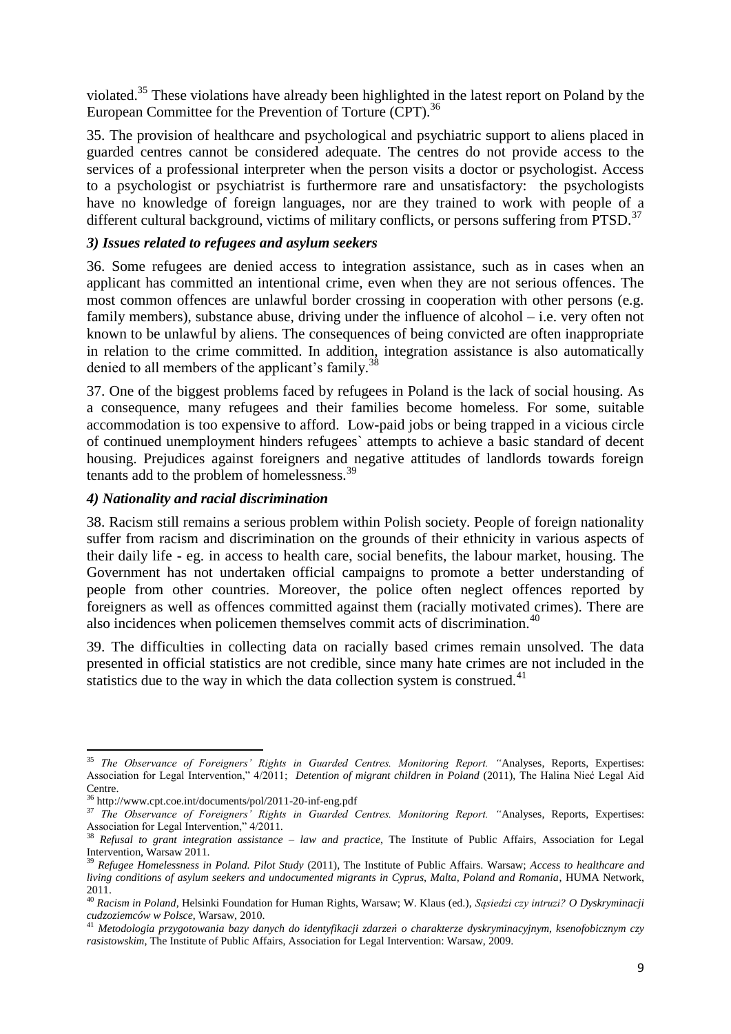violated.[35] These violations have already been highlighted in the latest report on Poland by the European Committee for the Prevention of Torture (CPT).[36]

35. The provision of healthcare and psychological and psychiatric support to aliens placed in guarded centres cannot be considered adequate. The centres do not provide access to the services of a professional interpreter when the person visits a doctor or psychologist. Access to a psychologist or psychiatrist is furthermore rare and unsatisfactory: the psychologists have no knowledge of foreign languages, nor are they trained to work with people of a different cultural background, victims of military conflicts, or persons suffering from PTSD.[37]

### *3) Issues related to refugees and asylum seekers*

36. Some refugees are denied access to integration assistance, such as in cases when an applicant has committed an intentional crime, even when they are not serious offences. The most common offences are unlawful border crossing in cooperation with other persons (e.g. family members), substance abuse, driving under the influence of alcohol – i.e. very often not known to be unlawful by aliens. The consequences of being convicted are often inappropriate in relation to the crime committed. In addition, integration assistance is also automatically denied to all members of the applicant's family.[38]

37. One of the biggest problems faced by refugees in Poland is the lack of social housing. As a consequence, many refugees and their families become homeless. For some, suitable accommodation is too expensive to afford. Low-paid jobs or being trapped in a vicious circle of continued unemployment hinders refugees` attempts to achieve a basic standard of decent housing. Prejudices against foreigners and negative attitudes of landlords towards foreign tenants add to the problem of homelessness.[39]

### *4) Nationality and racial discrimination*

38. Racism still remains a serious problem within Polish society. People of foreign nationality suffer from racism and discrimination on the grounds of their ethnicity in various aspects of their daily life - eg. in access to health care, social benefits, the labour market, housing. The Government has not undertaken official campaigns to promote a better understanding of people from other countries. Moreover, the police often neglect offences reported by foreigners as well as offences committed against them (racially motivated crimes). There are also incidences when policemen themselves commit acts of discrimination.[40]

39. The difficulties in collecting data on racially based crimes remain unsolved. The data presented in official statistics are not credible, since many hate crimes are not included in the statistics due to the way in which the data collection system is construed.[41]

---

[35] *The Observance of Foreigners' Rights in Guarded Centres. Monitoring Report. "*Analyses, Reports, Expertises: Association for Legal Intervention," 4/2011; *Detention of migrant children in Poland* (2011), The Halina Nieć Legal Aid Centre.

[36] http://www.cpt.coe.int/documents/pol/2011-20-inf-eng.pdf

[37] *The Observance of Foreigners' Rights in Guarded Centres. Monitoring Report. "*Analyses, Reports, Expertises: Association for Legal Intervention," 4/2011.

[38] *Refusal to grant integration assistance – law and practice*, The Institute of Public Affairs, Association for Legal Intervention, Warsaw 2011.

[39] *Refugee Homelessness in Poland. Pilot Study* (2011), The Institute of Public Affairs. Warsaw; *Access to healthcare and living conditions of asylum seekers and undocumented migrants in Cyprus, Malta, Poland and Romania*, HUMA Network, 2011.

[40] *Racism in Poland*, Helsinki Foundation for Human Rights, Warsaw; W. Klaus (ed.), *Sąsiedzi czy intruzi? O Dyskryminacji cudzoziemców w Polsce*, Warsaw, 2010.

[41] *Metodologia przygotowania bazy danych do identyfikacji zdarzeń o charakterze dyskryminacyjnym, ksenofobicznym czy rasistowskim*, The Institute of Public Affairs, Association for Legal Intervention: Warsaw, 2009.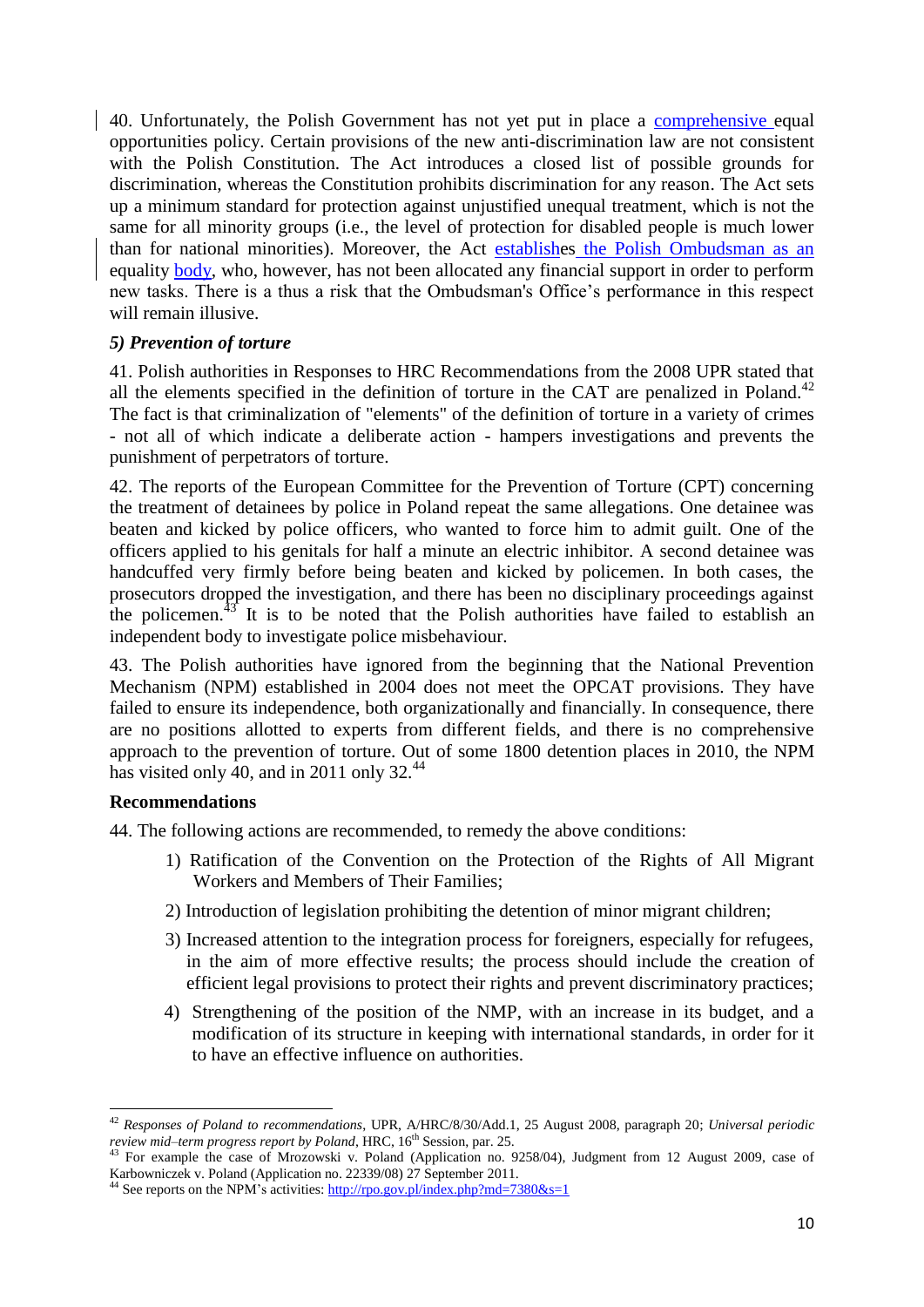40. Unfortunately, the Polish Government has not yet put in place a comprehensive equal opportunities policy. Certain provisions of the new anti-discrimination law are not consistent with the Polish Constitution. The Act introduces a closed list of possible grounds for discrimination, whereas the Constitution prohibits discrimination for any reason. The Act sets up a minimum standard for protection against unjustified unequal treatment, which is not the same for all minority groups (i.e., the level of protection for disabled people is much lower than for national minorities). Moreover, the Act establishes the Polish Ombudsman as an equality body, who, however, has not been allocated any financial support in order to perform new tasks. There is a thus a risk that the Ombudsman's Office's performance in this respect will remain illusive.

### *5) Prevention of torture*

41. Polish authorities in Responses to HRC Recommendations from the 2008 UPR stated that all the elements specified in the definition of torture in the CAT are penalized in Poland.[42] The fact is that criminalization of "elements" of the definition of torture in a variety of crimes - not all of which indicate a deliberate action - hampers investigations and prevents the punishment of perpetrators of torture.

42. The reports of the European Committee for the Prevention of Torture (CPT) concerning the treatment of detainees by police in Poland repeat the same allegations. One detainee was beaten and kicked by police officers, who wanted to force him to admit guilt. One of the officers applied to his genitals for half a minute an electric inhibitor. A second detainee was handcuffed very firmly before being beaten and kicked by policemen. In both cases, the prosecutors dropped the investigation, and there has been no disciplinary proceedings against the policemen.[43] It is to be noted that the Polish authorities have failed to establish an independent body to investigate police misbehaviour.

43. The Polish authorities have ignored from the beginning that the National Prevention Mechanism (NPM) established in 2004 does not meet the OPCAT provisions. They have failed to ensure its independence, both organizationally and financially. In consequence, there are no positions allotted to experts from different fields, and there is no comprehensive approach to the prevention of torture. Out of some 1800 detention places in 2010, the NPM has visited only 40, and in 2011 only 32.[44]

### **Recommendations**

44. The following actions are recommended, to remedy the above conditions:

1) Ratification of the Convention on the Protection of the Rights of All Migrant Workers and Members of Their Families;
2) Introduction of legislation prohibiting the detention of minor migrant children;
3) Increased attention to the integration process for foreigners, especially for refugees, in the aim of more effective results; the process should include the creation of efficient legal provisions to protect their rights and prevent discriminatory practices;
4) Strengthening of the position of the NMP, with an increase in its budget, and a modification of its structure in keeping with international standards, in order for it to have an effective influence on authorities.

---

[42] *Responses of Poland to recommendations*, UPR, A/HRC/8/30/Add.1, 25 August 2008, paragraph 20; *Universal periodic review mid–term progress report by Poland*, HRC, 16th Session, par. 25.

[43] For example the case of Mrozowski v. Poland (Application no. 9258/04), Judgment from 12 August 2009, case of Karbowniczek v. Poland (Application no. 22339/08) 27 September 2011.

[44] See reports on the NPM's activities: http://rpo.gov.pl/index.php?md=7380&s=1